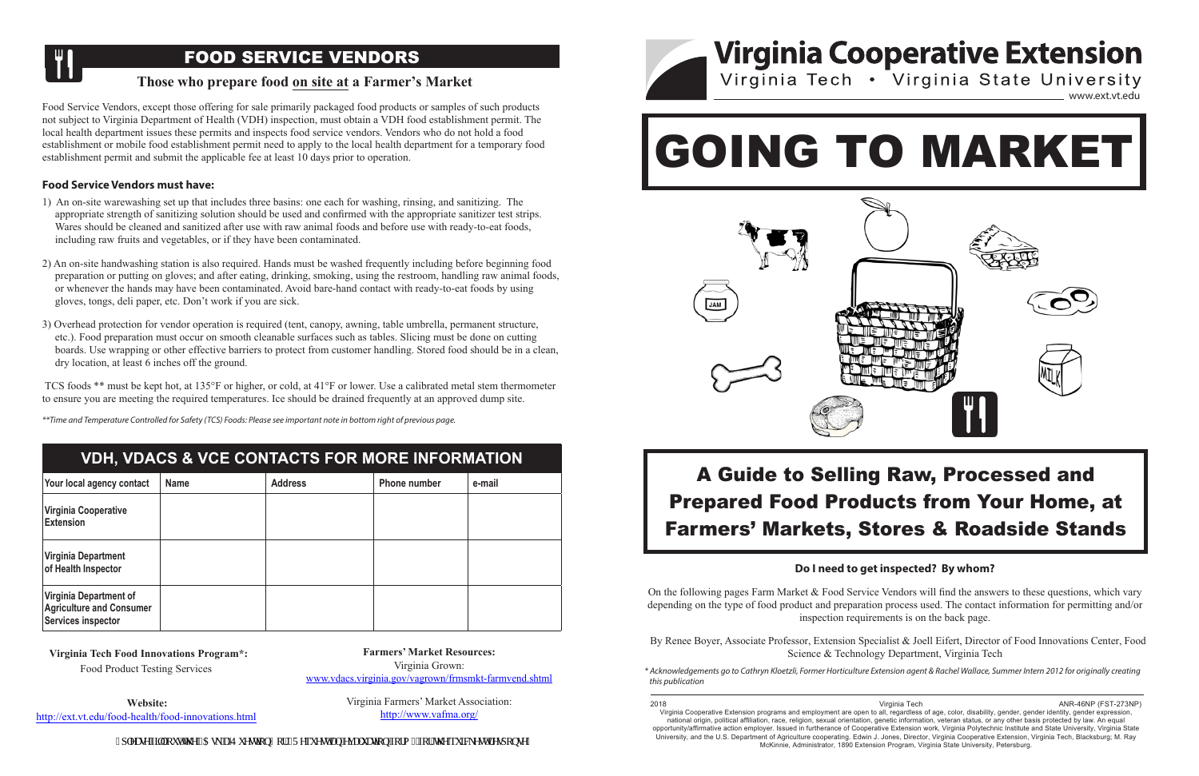# FOOD SERVICE VENDORS

### Those who prepare food on site at a Farmer's Market

Food Service Vendors, except those offering for sale primarily packaged food products or samples of such products not subject to Virginia Department of Health (VDH) inspection, must obtain a VDH food establishment permit. The local health department issues these permits and inspects food service vendors. Vendors who do not hold a food establishment or mobile food establishment permit need to apply to the local health department for a temporary food establishment permit and submit the applicable fee at least 10 days prior to operation.

**Food Service Vendors must have:**

1) An on-site warewashing set up that includes three basins: one each for washing, rinsing, and sanitizing. The appropriate strength of sanitizing solution should be used and confirmed with the appropriate sanitizer test strips. Wares should be cleaned and sanitized after use with raw animal foods and before use with ready-to-eat foods, including raw fruits and vegetables, or if they have been contaminated.

2) An on-site handwashing station is also required. Hands must be washed frequently including before beginning food preparation or putting on gloves; and after eating, drinking, smoking, using the restroom, handling raw animal foods, or whenever the hands may have been contaminated. Avoid bare-hand contact with ready-to-eat foods by using gloves, tongs, deli paper, etc. Don't work if you are sick.

3) Overhead protection for vendor operation is required (tent, canopy, awning, table umbrella, permanent structure, etc.). Food preparation must occur on smooth cleanable surfaces such as tables. Slicing must be done on cutting boards. Use wrapping or other effective barriers to protect from customer handling. Stored food should be in a clean, dry location, at least 6 inches off the ground.

TCS foods ** must be kept hot, at 135°F or higher, or cold, at 41°F or lower. Use a calibrated metal stem thermometer to ensure you are meeting the required temperatures. Ice should be drained frequently at an approved dump site.

*\*\*Time and Temperature Controlled for Safety (TCS) Foods: Please see important note in bottom right of previous page.*

## VDH, VDACS & VCE CONTACTS FOR MORE INFORMATION

| Your local agency contact | Name | Address | Phone number | e-mail |
|---|---|---|---|---|
| Virginia Cooperative Extension | | | | |
| Virginia Department of Health Inspector | | | | |
| Virginia Department of Agriculture and Consumer Services inspector | | | | |

**Virginia Tech Food Innovations Program*:**
Food Product Testing Services

**Website:**
http://ext.vt.edu/food-health/food-innovations.html

**Farmers' Market Resources:**
Virginia Grown:
www.vdacs.virginia.gov/vagrown/frmsmkt-farmvend.shtml

Virginia Farmers' Market Association:
http://www.vafma.org/

**Virginia Cooperative Extension**
Virginia Tech • Virginia State University
www.ext.vt.edu

# GOING TO MARKET

## A Guide to Selling Raw, Processed and Prepared Food Products from Your Home, at Farmers' Markets, Stores & Roadside Stands

**Do I need to get inspected? By whom?**

On the following pages Farm Market & Food Service Vendors will find the answers to these questions, which vary depending on the type of food product and preparation process used. The contact information for permitting and/or inspection requirements is on the back page.

By Renee Boyer, Associate Professor, Extension Specialist & Joell Eifert, Director of Food Innovations Center, Food Science & Technology Department, Virginia Tech

*\* Acknowledgements go to Cathryn Kloetzli, Former Horticulture Extension agent & Rachel Wallace, Summer Intern 2012 for originally creating this publication*

2018 Virginia Tech ANR-46NP (FST-273NP)

Virginia Cooperative Extension programs and employment are open to all, regardless of age, color, disability, gender, gender identity, gender expression, national origin, political affiliation, race, religion, sexual orientation, genetic information, veteran status, or any other basis protected by law. An equal opportunity/affirmative action employer. Issued in furtherance of Cooperative Extension work, Virginia Polytechnic Institute and State University, Virginia State University, and the U.S. Department of Agriculture cooperating. Edwin J. Jones, Director, Virginia Cooperative Extension, Virginia Tech, Blacksburg; M. Ray McKinnie, Administrator, 1890 Extension Program, Virginia State University, Petersburg.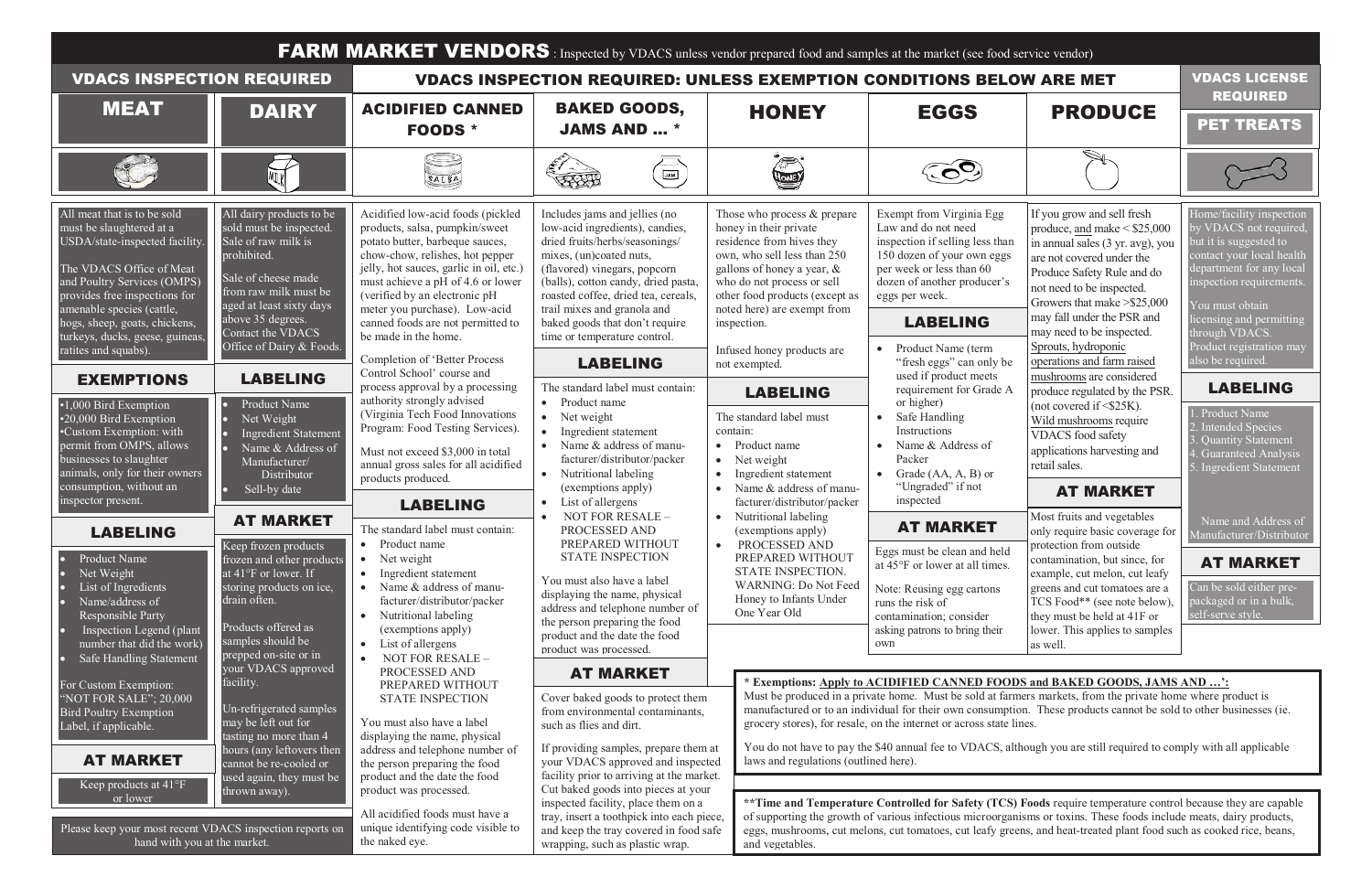# FARM MARKET VENDORS

Inspected by VDACS unless vendor prepared food and samples at the market (see food service vendor)

## VDACS INSPECTION REQUIRED

### MEAT

All meat that is to be sold must be slaughtered at a USDA/state-inspected facility.

The VDACS Office of Meat and Poultry Services (OMPS) provides free inspections for amenable species (cattle, hogs, sheep, goats, chickens, turkeys, ducks, geese, guineas, ratites and squabs).

#### EXEMPTIONS

- 1,000 Bird Exemption
- 20,000 Bird Exemption
- Custom Exemption: with permit from OMPS, allows businesses to slaughter animals, only for their owners consumption, without an inspector present.

#### LABELING

- Product Name
- Net Weight
- List of Ingredients
- Name/address of Responsible Party
- Inspection Legend (plant number that did the work)
- Safe Handling Statement

For Custom Exemption: "NOT FOR SALE"; 20,000 Bird Poultry Exemption Label, if applicable.

#### AT MARKET

Keep products at 41°F or lower

### DAIRY

All dairy products to be sold must be inspected. Sale of raw milk is prohibited.

Sale of cheese made from raw milk must be aged at least sixty days above 35 degrees. Contact the VDACS Office of Dairy & Foods.

#### LABELING

- Product Name
- Net Weight
- Ingredient Statement
- Name & Address of Manufacturer/ Distributor
- Sell-by date

#### AT MARKET

Keep frozen products frozen and other products at 41°F or lower. If storing products on ice, drain often.

Products offered as samples should be prepped on-site or in your VDACS approved facility.

Un-refrigerated samples may be left out for tasting no more than 4 hours (any leftovers then cannot be re-cooled or used again, they must be thrown away).

Please keep your most recent VDACS inspection reports on hand with you at the market.

## VDACS INSPECTION REQUIRED: UNLESS EXEMPTION CONDITIONS BELOW ARE MET

### ACIDIFIED CANNED FOODS *

Acidified low-acid foods (pickled products, salsa, pumpkin/sweet potato butter, barbeque sauces, chow-chow, relishes, hot pepper jelly, hot sauces, garlic in oil, etc.) must achieve a pH of 4.6 or lower (verified by an electronic pH meter you purchase). Low-acid canned foods are not permitted to be made in the home.

Completion of 'Better Process Control School' course and process approval by a processing authority strongly advised (Virginia Tech Food Innovations Program: Food Testing Services).

Must not exceed $3,000 in total annual gross sales for all acidified products produced.

#### LABELING

The standard label must contain:

- Product name
- Net weight
- Ingredient statement
- Name & address of manufacturer/distributor/packer
- Nutritional labeling (exemptions apply)
- List of allergens
- NOT FOR RESALE – PROCESSED AND PREPARED WITHOUT STATE INSPECTION

You must also have a label displaying the name, physical address and telephone number of the person preparing the food product and the date the food product was processed.

All acidified foods must have a unique identifying code visible to the naked eye.

### BAKED GOODS, JAMS AND … *

Includes jams and jellies (no low-acid ingredients), candies, dried fruits/herbs/seasonings/mixes, (un)coated nuts, (flavored) vinegars, popcorn (balls), cotton candy, dried pasta, roasted coffee, dried tea, cereals, trail mixes and granola and baked goods that don't require time or temperature control.

#### LABELING

The standard label must contain:

- Product name
- Net weight
- Ingredient statement
- Name & address of manufacturer/distributor/packer
- Nutritional labeling (exemptions apply)
- List of allergens
- NOT FOR RESALE – PROCESSED AND PREPARED WITHOUT STATE INSPECTION

You must also have a label displaying the name, physical address and telephone number of the person preparing the food product and the date the food product was processed.

#### AT MARKET

Cover baked goods to protect them from environmental contaminants, such as flies and dirt.

If providing samples, prepare them at your VDACS approved and inspected facility prior to arriving at the market. Cut baked goods into pieces at your inspected facility, place them on a tray, insert a toothpick into each piece, and keep the tray covered in food safe wrapping, such as plastic wrap.

### HONEY

Those who process & prepare honey in their private residence from hives they own, who sell less than 250 gallons of honey a year, & who do not process or sell other food products (except as noted here) are exempt from inspection.

Infused honey products are not exempted.

#### LABELING

The standard label must contain:

- Product name
- Net weight
- Ingredient statement
- Name & address of manufacturer/distributor/packer
- Nutritional labeling (exemptions apply)
- PROCESSED AND PREPARED WITHOUT STATE INSPECTION. WARNING: Do Not Feed Honey to Infants Under One Year Old

### EGGS

Exempt from Virginia Egg Law and do not need inspection if selling less than 150 dozen of your own eggs per week or less than 60 dozen of another producer's eggs per week.

#### LABELING

- Product Name (term "fresh eggs" can only be used if product meets requirement for Grade A or higher)
- Safe Handling Instructions
- Name & Address of Packer
- Grade (AA, A, B) or "Ungraded" if not inspected

#### AT MARKET

Eggs must be clean and held at 45°F or lower at all times.

Note: Reusing egg cartons runs the risk of contamination; consider asking patrons to bring their own

### PRODUCE

If you grow and sell fresh produce, and make < $25,000 in annual sales (3 yr. avg), you are not covered under the Produce Safety Rule and do not need to be inspected. Growers that make >$25,000 may fall under the PSR and may need to be inspected. Sprouts, hydroponic operations and farm raised mushrooms are considered produce regulated by the PSR. (not covered if <$25K). Wild mushrooms require VDACS food safety applications harvesting and retail sales.

#### AT MARKET

Most fruits and vegetables only require basic coverage for protection from outside contamination, but since, for example, cut melon, cut leafy greens and cut tomatoes are a TCS Food** (see note below), they must be held at 41F or lower. This applies to samples as well.

**\* Exemptions: Apply to ACIDIFIED CANNED FOODS and BAKED GOODS, JAMS AND …':**

Must be produced in a private home. Must be sold at farmers markets, from the private home where product is manufactured or to an individual for their own consumption. These products cannot be sold to other businesses (ie. grocery stores), for resale, on the internet or across state lines.

You do not have to pay the $40 annual fee to VDACS, although you are still required to comply with all applicable laws and regulations (outlined here).

**\*\*Time and Temperature Controlled for Safety (TCS) Foods** require temperature control because they are capable of supporting the growth of various infectious microorganisms or toxins. These foods include meats, dairy products, eggs, mushrooms, cut melons, cut tomatoes, cut leafy greens, and heat-treated plant food such as cooked rice, beans, and vegetables.

## VDACS LICENSE REQUIRED

### PET TREATS

Home/facility inspection by VDACS not required, but it is suggested to contact your local health department for any local inspection requirements.

You must obtain licensing and permitting through VDACS. Product registration may also be required.

#### LABELING

1. Product Name
2. Intended Species
3. Quantity Statement
4. Guaranteed Analysis
5. Ingredient Statement

Name and Address of Manufacturer/Distributor

#### AT MARKET

Can be sold either pre-packaged or in a bulk, self-serve style.